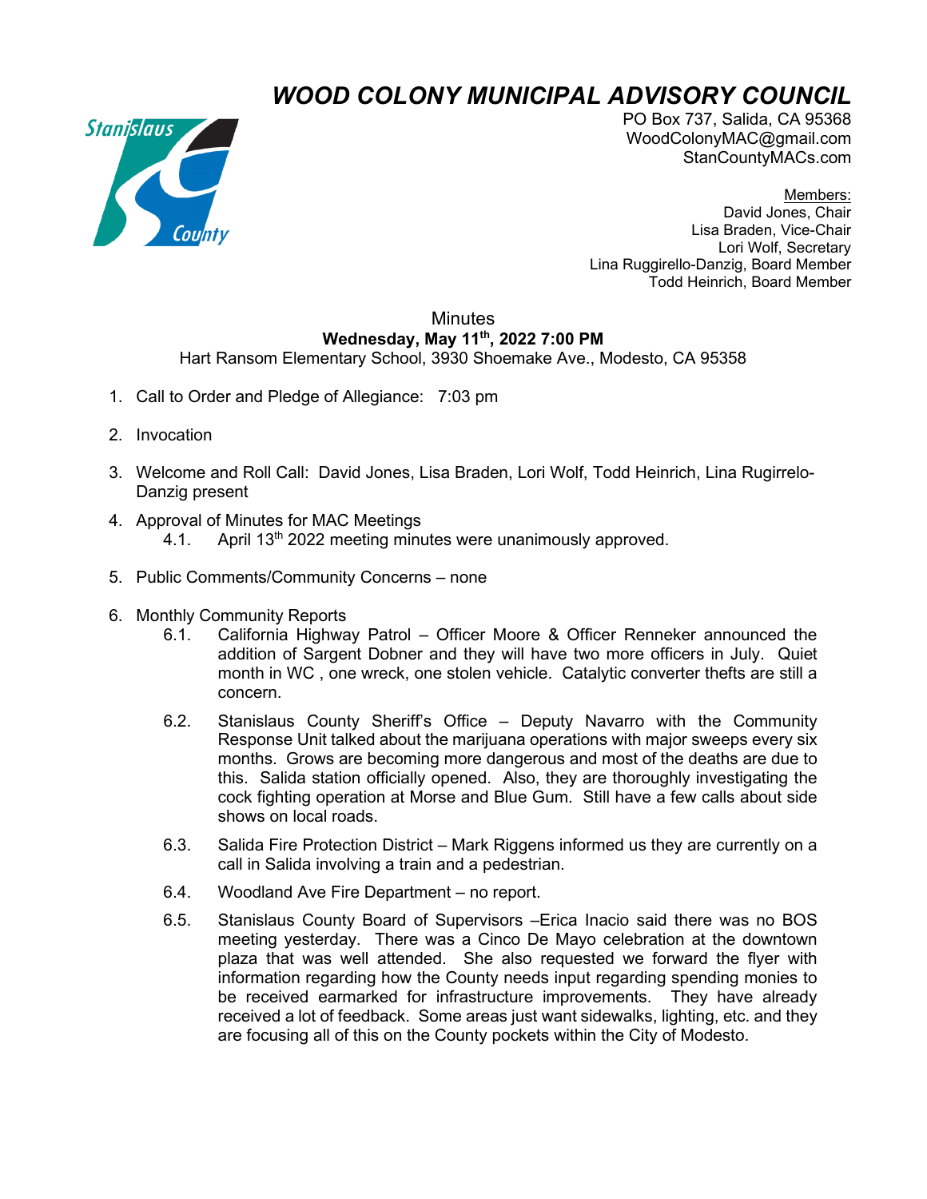# *WOOD COLONY MUNICIPAL ADVISORY COUNCIL*

PO Box 737, Salida, CA 95368
WoodColonyMAC@gmail.com
StanCountyMACs.com

Members:
David Jones, Chair
Lisa Braden, Vice-Chair
Lori Wolf, Secretary
Lina Ruggirello-Danzig, Board Member
Todd Heinrich, Board Member

Minutes
**Wednesday, May 11th, 2022 7:00 PM**
Hart Ransom Elementary School, 3930 Shoemake Ave., Modesto, CA 95358

1. Call to Order and Pledge of Allegiance: 7:03 pm

2. Invocation

3. Welcome and Roll Call: David Jones, Lisa Braden, Lori Wolf, Todd Heinrich, Lina Rugirrelo-Danzig present

4. Approval of Minutes for MAC Meetings
   4.1. April 13th 2022 meeting minutes were unanimously approved.

5. Public Comments/Community Concerns – none

6. Monthly Community Reports
   6.1. California Highway Patrol – Officer Moore & Officer Renneker announced the addition of Sargent Dobner and they will have two more officers in July. Quiet month in WC , one wreck, one stolen vehicle. Catalytic converter thefts are still a concern.

   6.2. Stanislaus County Sheriff's Office – Deputy Navarro with the Community Response Unit talked about the marijuana operations with major sweeps every six months. Grows are becoming more dangerous and most of the deaths are due to this. Salida station officially opened. Also, they are thoroughly investigating the cock fighting operation at Morse and Blue Gum. Still have a few calls about side shows on local roads.

   6.3. Salida Fire Protection District – Mark Riggens informed us they are currently on a call in Salida involving a train and a pedestrian.

   6.4. Woodland Ave Fire Department – no report.

   6.5. Stanislaus County Board of Supervisors –Erica Inacio said there was no BOS meeting yesterday. There was a Cinco De Mayo celebration at the downtown plaza that was well attended. She also requested we forward the flyer with information regarding how the County needs input regarding spending monies to be received earmarked for infrastructure improvements. They have already received a lot of feedback. Some areas just want sidewalks, lighting, etc. and they are focusing all of this on the County pockets within the City of Modesto.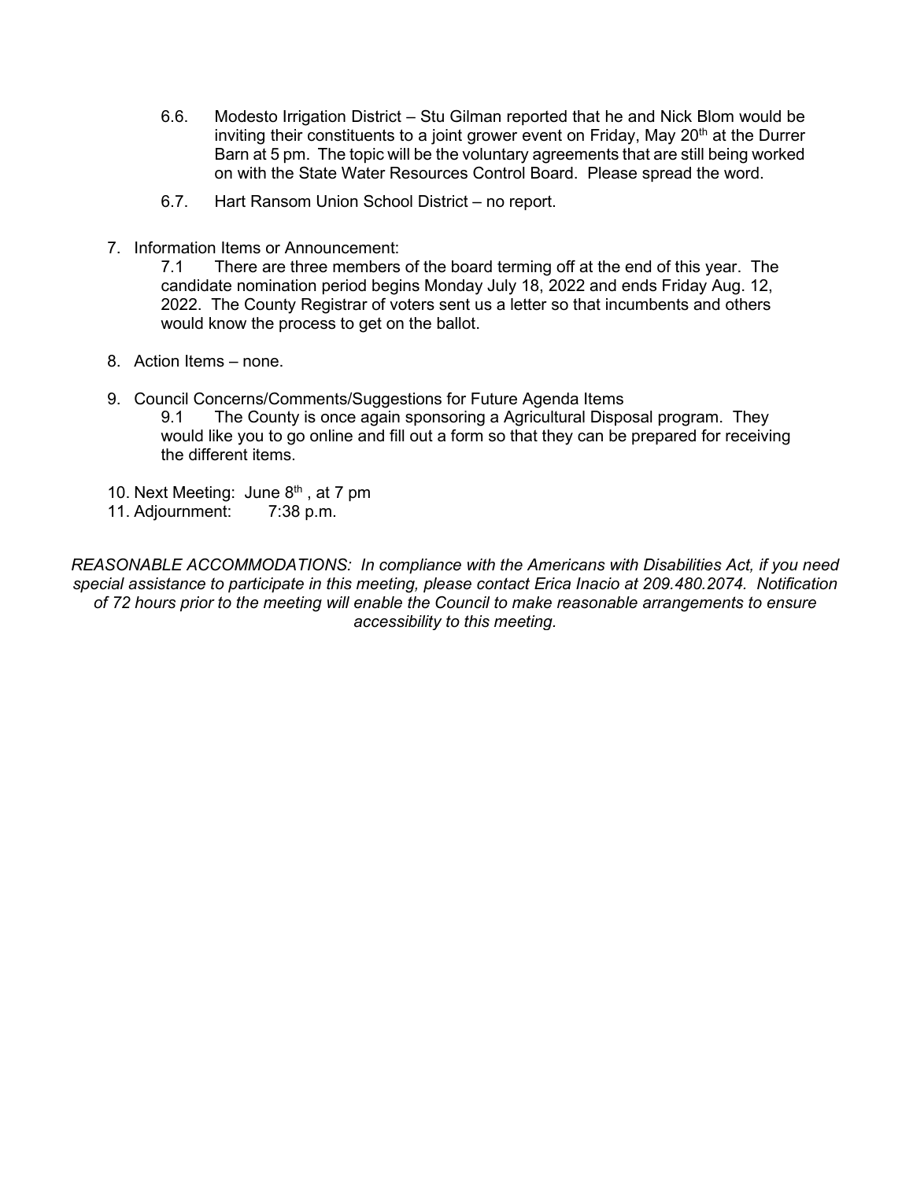6.6. Modesto Irrigation District – Stu Gilman reported that he and Nick Blom would be inviting their constituents to a joint grower event on Friday, May 20th at the Durrer Barn at 5 pm. The topic will be the voluntary agreements that are still being worked on with the State Water Resources Control Board. Please spread the word.

6.7. Hart Ransom Union School District – no report.

7. Information Items or Announcement:

   7.1 There are three members of the board terming off at the end of this year. The candidate nomination period begins Monday July 18, 2022 and ends Friday Aug. 12, 2022. The County Registrar of voters sent us a letter so that incumbents and others would know the process to get on the ballot.

8. Action Items – none.

9. Council Concerns/Comments/Suggestions for Future Agenda Items

   9.1 The County is once again sponsoring a Agricultural Disposal program. They would like you to go online and fill out a form so that they can be prepared for receiving the different items.

10. Next Meeting: June 8th , at 7 pm
11. Adjournment: 7:38 p.m.

*REASONABLE ACCOMMODATIONS: In compliance with the Americans with Disabilities Act, if you need special assistance to participate in this meeting, please contact Erica Inacio at 209.480.2074. Notification of 72 hours prior to the meeting will enable the Council to make reasonable arrangements to ensure accessibility to this meeting.*